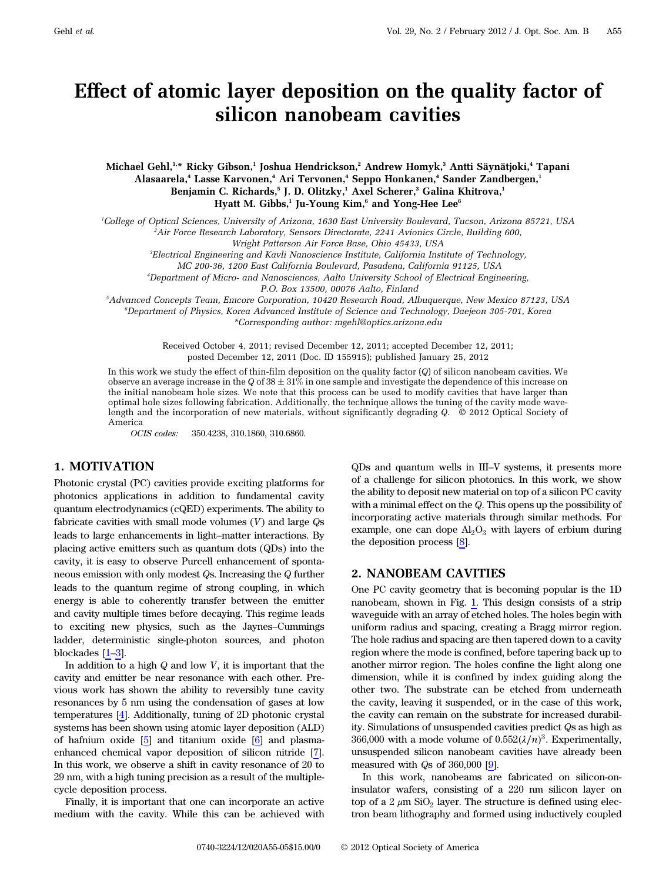# Effect of atomic layer deposition on the quality factor of silicon nanobeam cavities

**Michael Gehl,[1,*] Ricky Gibson,[1] Joshua Hendrickson,[2] Andrew Homyk,[3] Antti Säynätjoki,[4] Tapani Alasaarela,[4] Lasse Karvonen,[4] Ari Tervonen,[4] Seppo Honkanen,[4] Sander Zandbergen,[1] Benjamin C. Richards,[5] J. D. Olitzky,[1] Axel Scherer,[3] Galina Khitrova,[1] Hyatt M. Gibbs,[1] Ju-Young Kim,[6] and Yong-Hee Lee[6]**

[1]College of Optical Sciences, University of Arizona, 1630 East University Boulevard, Tucson, Arizona 85721, USA

[2]Air Force Research Laboratory, Sensors Directorate, 2241 Avionics Circle, Building 600, Wright Patterson Air Force Base, Ohio 45433, USA

[3]Electrical Engineering and Kavli Nanoscience Institute, California Institute of Technology, MC 200-36, 1200 East California Boulevard, Pasadena, California 91125, USA

[4]Department of Micro- and Nanosciences, Aalto University School of Electrical Engineering, P.O. Box 13500, 00076 Aalto, Finland

[5]Advanced Concepts Team, Emcore Corporation, 10420 Research Road, Albuquerque, New Mexico 87123, USA

[6]Department of Physics, Korea Advanced Institute of Science and Technology, Daejeon 305-701, Korea

*Corresponding author: mgehl@optics.arizona.edu

Received October 4, 2011; revised December 12, 2011; accepted December 12, 2011; posted December 12, 2011 (Doc. ID 155915); published January 25, 2012

In this work we study the effect of thin-film deposition on the quality factor ($Q$) of silicon nanobeam cavities. We observe an average increase in the $Q$ of $38 \pm 31\%$ in one sample and investigate the dependence of this increase on the initial nanobeam hole sizes. We note that this process can be used to modify cavities that have larger than optimal hole sizes following fabrication. Additionally, the technique allows the tuning of the cavity mode wavelength and the incorporation of new materials, without significantly degrading $Q$. © 2012 Optical Society of America

*OCIS codes:* 350.4238, 310.1860, 310.6860.

## 1. MOTIVATION

Photonic crystal (PC) cavities provide exciting platforms for photonics applications in addition to fundamental cavity quantum electrodynamics (cQED) experiments. The ability to fabricate cavities with small mode volumes ($V$) and large $Q$s leads to large enhancements in light–matter interactions. By placing active emitters such as quantum dots (QDs) into the cavity, it is easy to observe Purcell enhancement of spontaneous emission with only modest $Q$s. Increasing the $Q$ further leads to the quantum regime of strong coupling, in which energy is able to coherently transfer between the emitter and cavity multiple times before decaying. This regime leads to exciting new physics, such as the Jaynes–Cummings ladder, deterministic single-photon sources, and photon blockades [1–3].

In addition to a high $Q$ and low $V$, it is important that the cavity and emitter be near resonance with each other. Previous work has shown the ability to reversibly tune cavity resonances by 5 nm using the condensation of gases at low temperatures [4]. Additionally, tuning of 2D photonic crystal systems has been shown using atomic layer deposition (ALD) of hafnium oxide [5] and titanium oxide [6] and plasma-enhanced chemical vapor deposition of silicon nitride [7]. In this work, we observe a shift in cavity resonance of 20 to 29 nm, with a high tuning precision as a result of the multiple-cycle deposition process.

Finally, it is important that one can incorporate an active medium with the cavity. While this can be achieved with QDs and quantum wells in III–V systems, it presents more of a challenge for silicon photonics. In this work, we show the ability to deposit new material on top of a silicon PC cavity with a minimal effect on the $Q$. This opens up the possibility of incorporating active materials through similar methods. For example, one can dope $Al_2O_3$ with layers of erbium during the deposition process [8].

## 2. NANOBEAM CAVITIES

One PC cavity geometry that is becoming popular is the 1D nanobeam, shown in Fig. 1. This design consists of a strip waveguide with an array of etched holes. The holes begin with uniform radius and spacing, creating a Bragg mirror region. The hole radius and spacing are then tapered down to a cavity region where the mode is confined, before tapering back up to another mirror region. The holes confine the light along one dimension, while it is confined by index guiding along the other two. The substrate can be etched from underneath the cavity, leaving it suspended, or in the case of this work, the cavity can remain on the substrate for increased durability. Simulations of unsuspended cavities predict $Q$s as high as 366,000 with a mode volume of $0.552(\lambda/n)^3$. Experimentally, unsuspended silicon nanobeam cavities have already been measured with $Q$s of 360,000 [9].

In this work, nanobeams are fabricated on silicon-on-insulator wafers, consisting of a 220 nm silicon layer on top of a 2 $\mu$m $SiO_2$ layer. The structure is defined using electron beam lithography and formed using inductively coupled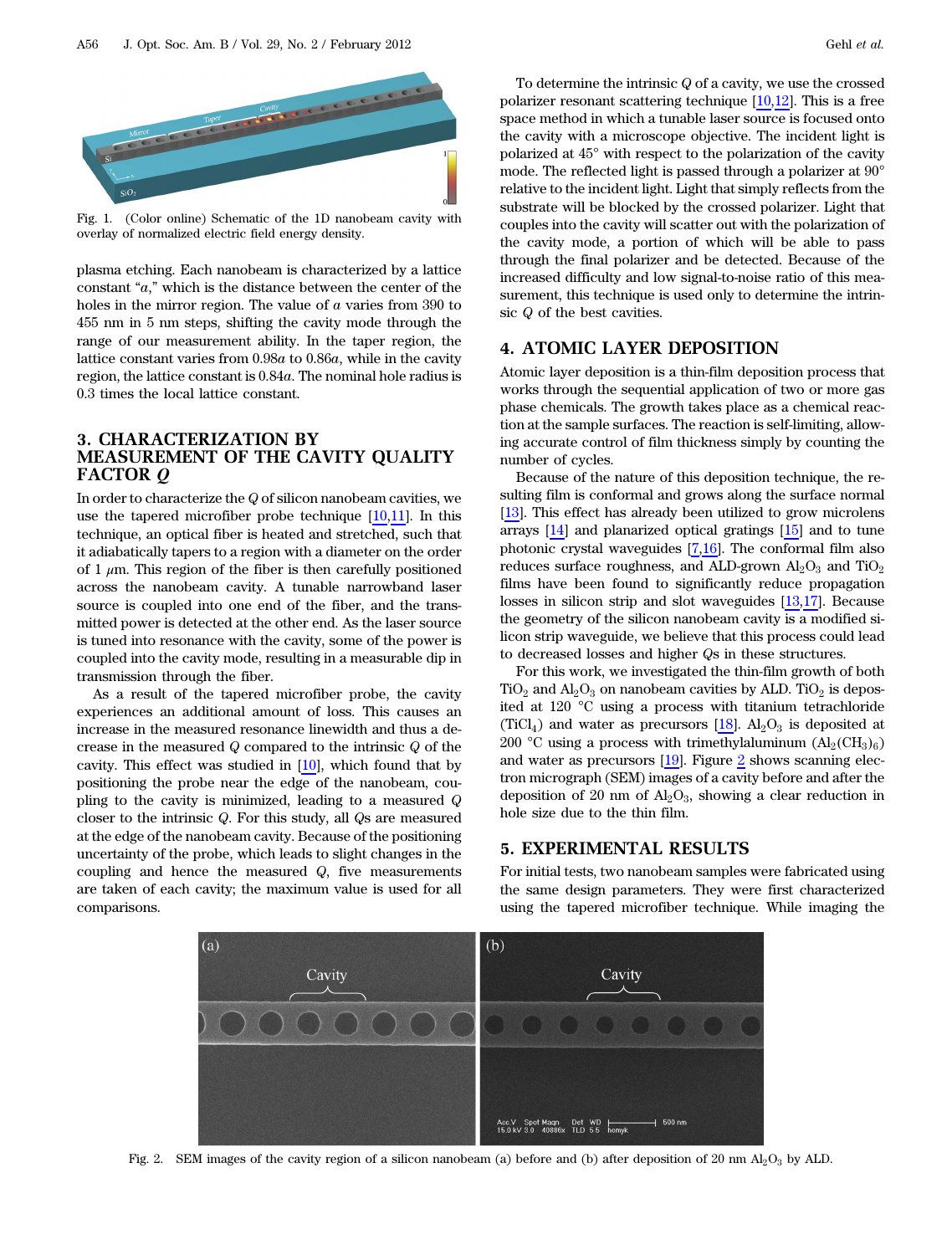Fig. 1. (Color online) Schematic of the 1D nanobeam cavity with overlay of normalized electric field energy density.

plasma etching. Each nanobeam is characterized by a lattice constant "$a$," which is the distance between the center of the holes in the mirror region. The value of $a$ varies from 390 to 455 nm in 5 nm steps, shifting the cavity mode through the range of our measurement ability. In the taper region, the lattice constant varies from $0.98a$ to $0.86a$, while in the cavity region, the lattice constant is $0.84a$. The nominal hole radius is 0.3 times the local lattice constant.

## 3. CHARACTERIZATION BY MEASUREMENT OF THE CAVITY QUALITY FACTOR *Q*

In order to characterize the $Q$ of silicon nanobeam cavities, we use the tapered microfiber probe technique [10,11]. In this technique, an optical fiber is heated and stretched, such that it adiabatically tapers to a region with a diameter on the order of 1 $\mu$m. This region of the fiber is then carefully positioned across the nanobeam cavity. A tunable narrowband laser source is coupled into one end of the fiber, and the transmitted power is detected at the other end. As the laser source is tuned into resonance with the cavity, some of the power is coupled into the cavity mode, resulting in a measurable dip in transmission through the fiber.

As a result of the tapered microfiber probe, the cavity experiences an additional amount of loss. This causes an increase in the measured resonance linewidth and thus a decrease in the measured $Q$ compared to the intrinsic $Q$ of the cavity. This effect was studied in [10], which found that by positioning the probe near the edge of the nanobeam, coupling to the cavity is minimized, leading to a measured $Q$ closer to the intrinsic $Q$. For this study, all $Q$s are measured at the edge of the nanobeam cavity. Because of the positioning uncertainty of the probe, which leads to slight changes in the coupling and hence the measured $Q$, five measurements are taken of each cavity; the maximum value is used for all comparisons.

To determine the intrinsic $Q$ of a cavity, we use the crossed polarizer resonant scattering technique [10,12]. This is a free space method in which a tunable laser source is focused onto the cavity with a microscope objective. The incident light is polarized at 45° with respect to the polarization of the cavity mode. The reflected light is passed through a polarizer at 90° relative to the incident light. Light that simply reflects from the substrate will be blocked by the crossed polarizer. Light that couples into the cavity will scatter out with the polarization of the cavity mode, a portion of which will be able to pass through the final polarizer and be detected. Because of the increased difficulty and low signal-to-noise ratio of this measurement, this technique is used only to determine the intrinsic $Q$ of the best cavities.

## 4. ATOMIC LAYER DEPOSITION

Atomic layer deposition is a thin-film deposition process that works through the sequential application of two or more gas phase chemicals. The growth takes place as a chemical reaction at the sample surfaces. The reaction is self-limiting, allowing accurate control of film thickness simply by counting the number of cycles.

Because of the nature of this deposition technique, the resulting film is conformal and grows along the surface normal [13]. This effect has already been utilized to grow microlens arrays [14] and planarized optical gratings [15] and to tune photonic crystal waveguides [7,16]. The conformal film also reduces surface roughness, and ALD-grown $Al_2O_3$ and $TiO_2$ films have been found to significantly reduce propagation losses in silicon strip and slot waveguides [13,17]. Because the geometry of the silicon nanobeam cavity is a modified silicon strip waveguide, we believe that this process could lead to decreased losses and higher $Q$s in these structures.

For this work, we investigated the thin-film growth of both $TiO_2$ and $Al_2O_3$ on nanobeam cavities by ALD. $TiO_2$ is deposited at 120 °C using a process with titanium tetrachloride ($TiCl_4$) and water as precursors [18]. $Al_2O_3$ is deposited at 200 °C using a process with trimethylaluminum ($Al_2(CH_3)_6$) and water as precursors [19]. Figure 2 shows scanning electron micrograph (SEM) images of a cavity before and after the deposition of 20 nm of $Al_2O_3$, showing a clear reduction in hole size due to the thin film.

## 5. EXPERIMENTAL RESULTS

For initial tests, two nanobeam samples were fabricated using the same design parameters. They were first characterized using the tapered microfiber technique. While imaging the

Fig. 2. SEM images of the cavity region of a silicon nanobeam (a) before and (b) after deposition of 20 nm $Al_2O_3$ by ALD.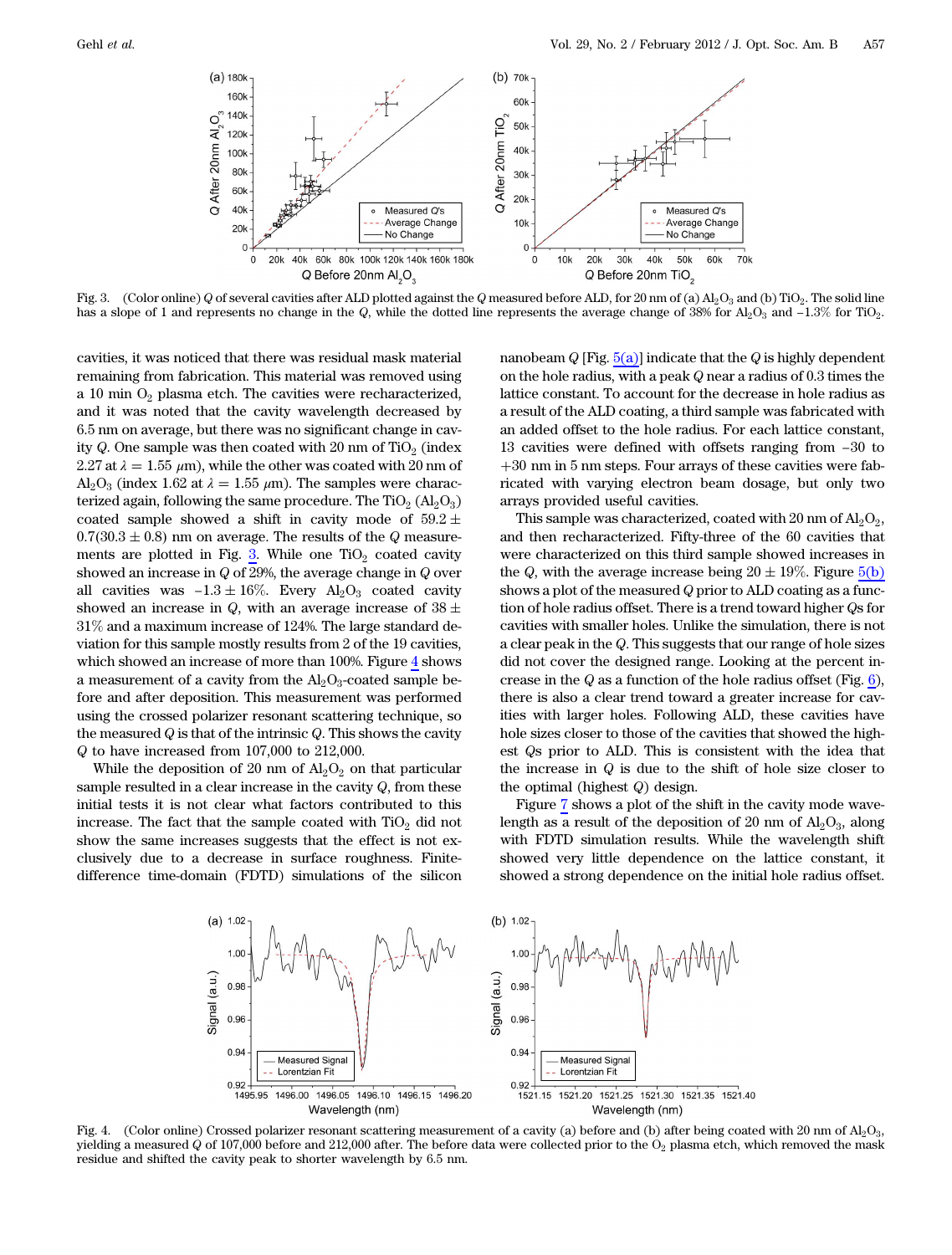Fig. 3. (Color online) $Q$ of several cavities after ALD plotted against the $Q$ measured before ALD, for 20 nm of (a) $Al_2O_3$ and (b) $TiO_2$. The solid line has a slope of 1 and represents no change in the $Q$, while the dotted line represents the average change of 38% for $Al_2O_3$ and −1.3% for $TiO_2$.

cavities, it was noticed that there was residual mask material remaining from fabrication. This material was removed using a 10 min $O_2$ plasma etch. The cavities were recharacterized, and it was noted that the cavity wavelength decreased by 6.5 nm on average, but there was no significant change in cavity $Q$. One sample was then coated with 20 nm of $TiO_2$ (index 2.27 at $\lambda = 1.55$ μm), while the other was coated with 20 nm of $Al_2O_3$ (index 1.62 at $\lambda = 1.55$ μm). The samples were characterized again, following the same procedure. The $TiO_2$ ($Al_2O_3$) coated sample showed a shift in cavity mode of $59.2 \pm 0.7 (30.3 \pm 0.8)$ nm on average. The results of the $Q$ measurements are plotted in Fig. 3. While one $TiO_2$ coated cavity showed an increase in $Q$ of 29%, the average change in $Q$ over all cavities was $-1.3 \pm 16\%$. Every $Al_2O_3$ coated cavity showed an increase in $Q$, with an average increase of $38 \pm 31\%$ and a maximum increase of 124%. The large standard deviation for this sample mostly results from 2 of the 19 cavities, which showed an increase of more than 100%. Figure 4 shows a measurement of a cavity from the $Al_2O_3$-coated sample before and after deposition. This measurement was performed using the crossed polarizer resonant scattering technique, so the measured $Q$ is that of the intrinsic $Q$. This shows the cavity $Q$ to have increased from 107,000 to 212,000.

While the deposition of 20 nm of $Al_2O_2$ on that particular sample resulted in a clear increase in the cavity $Q$, from these initial tests it is not clear what factors contributed to this increase. The fact that the sample coated with $TiO_2$ did not show the same increases suggests that the effect is not exclusively due to a decrease in surface roughness. Finite-difference time-domain (FDTD) simulations of the silicon nanobeam $Q$ [Fig. 5(a)] indicate that the $Q$ is highly dependent on the hole radius, with a peak $Q$ near a radius of 0.3 times the lattice constant. To account for the decrease in hole radius as a result of the ALD coating, a third sample was fabricated with an added offset to the hole radius. For each lattice constant, 13 cavities were defined with offsets ranging from −30 to +30 nm in 5 nm steps. Four arrays of these cavities were fabricated with varying electron beam dosage, but only two arrays provided useful cavities.

This sample was characterized, coated with 20 nm of $Al_2O_2$, and then recharacterized. Fifty-three of the 60 cavities that were characterized on this third sample showed increases in the $Q$, with the average increase being $20 \pm 19\%$. Figure 5(b) shows a plot of the measured $Q$ prior to ALD coating as a function of hole radius offset. There is a trend toward higher $Q$s for cavities with smaller holes. Unlike the simulation, there is not a clear peak in the $Q$. This suggests that our range of hole sizes did not cover the designed range. Looking at the percent increase in the $Q$ as a function of the hole radius offset (Fig. 6), there is also a clear trend toward a greater increase for cavities with larger holes. Following ALD, these cavities have hole sizes closer to those of the cavities that showed the highest $Q$s prior to ALD. This is consistent with the idea that the increase in $Q$ is due to the shift of hole size closer to the optimal (highest $Q$) design.

Figure 7 shows a plot of the shift in the cavity mode wavelength as a result of the deposition of 20 nm of $Al_2O_3$, along with FDTD simulation results. While the wavelength shift showed very little dependence on the lattice constant, it showed a strong dependence on the initial hole radius offset.

Fig. 4. (Color online) Crossed polarizer resonant scattering measurement of a cavity (a) before and (b) after being coated with 20 nm of $Al_2O_3$, yielding a measured $Q$ of 107,000 before and 212,000 after. The before data were collected prior to the $O_2$ plasma etch, which removed the mask residue and shifted the cavity peak to shorter wavelength by 6.5 nm.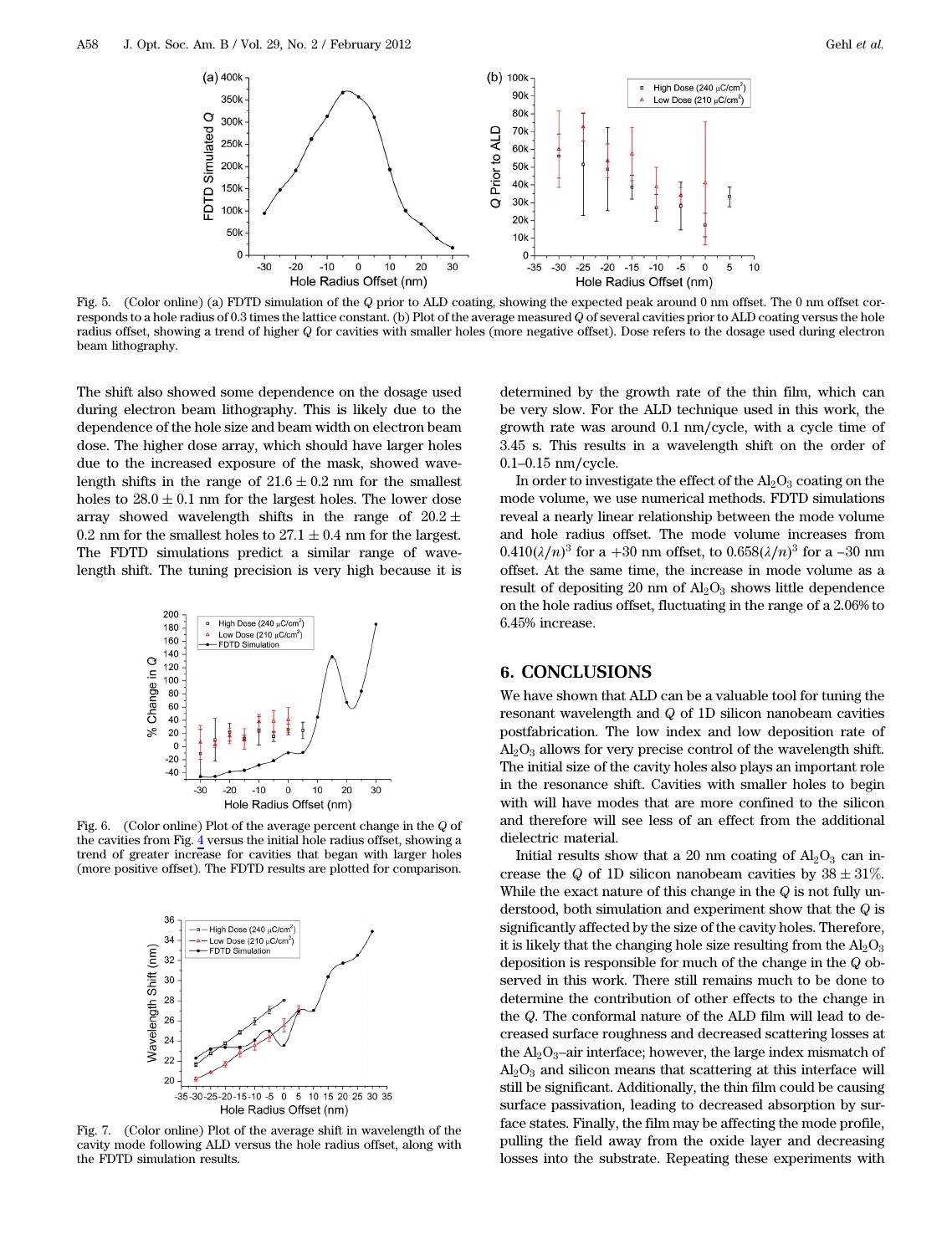Fig. 5. (Color online) (a) FDTD simulation of the $Q$ prior to ALD coating, showing the expected peak around 0 nm offset. The 0 nm offset corresponds to a hole radius of 0.3 times the lattice constant. (b) Plot of the average measured $Q$ of several cavities prior to ALD coating versus the hole radius offset, showing a trend of higher $Q$ for cavities with smaller holes (more negative offset). Dose refers to the dosage used during electron beam lithography.

The shift also showed some dependence on the dosage used during electron beam lithography. This is likely due to the dependence of the hole size and beam width on electron beam dose. The higher dose array, which should have larger holes due to the increased exposure of the mask, showed wavelength shifts in the range of $21.6 \pm 0.2$ nm for the smallest holes to $28.0 \pm 0.1$ nm for the largest holes. The lower dose array showed wavelength shifts in the range of $20.2 \pm 0.2$ nm for the smallest holes to $27.1 \pm 0.4$ nm for the largest. The FDTD simulations predict a similar range of wavelength shift. The tuning precision is very high because it is determined by the growth rate of the thin film, which can be very slow. For the ALD technique used in this work, the growth rate was around 0.1 nm/cycle, with a cycle time of 3.45 s. This results in a wavelength shift on the order of 0.1–0.15 nm/cycle.

In order to investigate the effect of the $Al_2O_3$ coating on the mode volume, we use numerical methods. FDTD simulations reveal a nearly linear relationship between the mode volume and hole radius offset. The mode volume increases from $0.410(\lambda/n)^3$ for a +30 nm offset, to $0.658(\lambda/n)^3$ for a −30 nm offset. At the same time, the increase in mode volume as a result of depositing 20 nm of $Al_2O_3$ shows little dependence on the hole radius offset, fluctuating in the range of a 2.06% to 6.45% increase.

Fig. 6. (Color online) Plot of the average percent change in the $Q$ of the cavities from Fig. 4 versus the initial hole radius offset, showing a trend of greater increase for cavities that began with larger holes (more positive offset). The FDTD results are plotted for comparison.

Fig. 7. (Color online) Plot of the average shift in wavelength of the cavity mode following ALD versus the hole radius offset, along with the FDTD simulation results.

## 6. CONCLUSIONS

We have shown that ALD can be a valuable tool for tuning the resonant wavelength and $Q$ of 1D silicon nanobeam cavities postfabrication. The low index and low deposition rate of $Al_2O_3$ allows for very precise control of the wavelength shift. The initial size of the cavity holes also plays an important role in the resonance shift. Cavities with smaller holes to begin with will have modes that are more confined to the silicon and therefore will see less of an effect from the additional dielectric material.

Initial results show that a 20 nm coating of $Al_2O_3$ can increase the $Q$ of 1D silicon nanobeam cavities by $38 \pm 31\%$. While the exact nature of this change in the $Q$ is not fully understood, both simulation and experiment show that the $Q$ is significantly affected by the size of the cavity holes. Therefore, it is likely that the changing hole size resulting from the $Al_2O_3$ deposition is responsible for much of the change in the $Q$ observed in this work. There still remains much to be done to determine the contribution of other effects to the change in the $Q$. The conformal nature of the ALD film will lead to decreased surface roughness and decreased scattering losses at the $Al_2O_3$–air interface; however, the large index mismatch of $Al_2O_3$ and silicon means that scattering at this interface will still be significant. Additionally, the thin film could be causing surface passivation, leading to decreased absorption by surface states. Finally, the film may be affecting the mode profile, pulling the field away from the oxide layer and decreasing losses into the substrate. Repeating these experiments with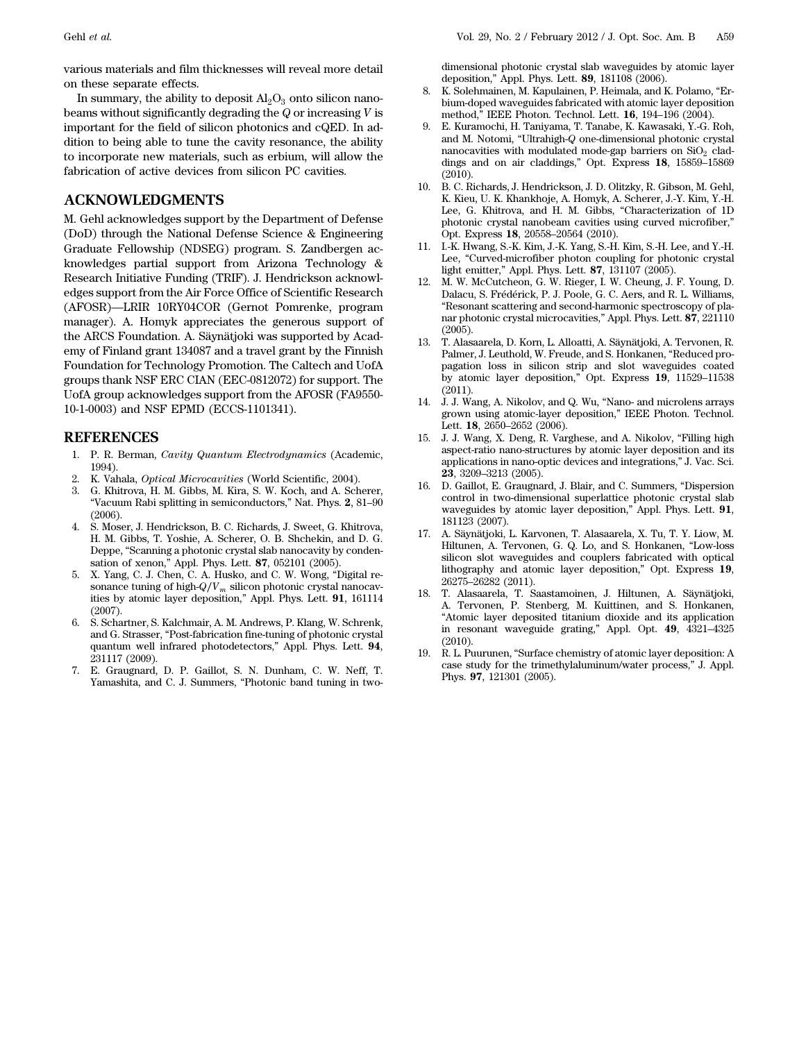various materials and film thicknesses will reveal more detail on these separate effects.

In summary, the ability to deposit $Al_2O_3$ onto silicon nanobeams without significantly degrading the $Q$ or increasing $V$ is important for the field of silicon photonics and cQED. In addition to being able to tune the cavity resonance, the ability to incorporate new materials, such as erbium, will allow the fabrication of active devices from silicon PC cavities.

## ACKNOWLEDGMENTS

M. Gehl acknowledges support by the Department of Defense (DoD) through the National Defense Science & Engineering Graduate Fellowship (NDSEG) program. S. Zandbergen acknowledges partial support from Arizona Technology & Research Initiative Funding (TRIF). J. Hendrickson acknowledges support from the Air Force Office of Scientific Research (AFOSR)—LRIR 10RY04COR (Gernot Pomrenke, program manager). A. Homyk appreciates the generous support of the ARCS Foundation. A. Säynätjoki was supported by Academy of Finland grant 134087 and a travel grant by the Finnish Foundation for Technology Promotion. The Caltech and UofA groups thank NSF ERC CIAN (EEC-0812072) for support. The UofA group acknowledges support from the AFOSR (FA9550-10-1-0003) and NSF EPMD (ECCS-1101341).

## REFERENCES

1. P. R. Berman, *Cavity Quantum Electrodynamics* (Academic, 1994).
2. K. Vahala, *Optical Microcavities* (World Scientific, 2004).
3. G. Khitrova, H. M. Gibbs, M. Kira, S. W. Koch, and A. Scherer, "Vacuum Rabi splitting in semiconductors," Nat. Phys. **2**, 81–90 (2006).
4. S. Moser, J. Hendrickson, B. C. Richards, J. Sweet, G. Khitrova, H. M. Gibbs, T. Yoshie, A. Scherer, O. B. Shchekin, and D. G. Deppe, "Scanning a photonic crystal slab nanocavity by condensation of xenon," Appl. Phys. Lett. **87**, 052101 (2005).
5. X. Yang, C. J. Chen, C. A. Husko, and C. W. Wong, "Digital resonance tuning of high-$Q/V_m$ silicon photonic crystal nanocavities by atomic layer deposition," Appl. Phys. Lett. **91**, 161114 (2007).
6. S. Schartner, S. Kalchmair, A. M. Andrews, P. Klang, W. Schrenk, and G. Strasser, "Post-fabrication fine-tuning of photonic crystal quantum well infrared photodetectors," Appl. Phys. Lett. **94**, 231117 (2009).
7. E. Graugnard, D. P. Gaillot, S. N. Dunham, C. W. Neff, T. Yamashita, and C. J. Summers, "Photonic band tuning in two-dimensional photonic crystal slab waveguides by atomic layer deposition," Appl. Phys. Lett. **89**, 181108 (2006).
8. K. Solehmainen, M. Kapulainen, P. Heimala, and K. Polamo, "Erbium-doped waveguides fabricated with atomic layer deposition method," IEEE Photon. Technol. Lett. **16**, 194–196 (2004).
9. E. Kuramochi, H. Taniyama, T. Tanabe, K. Kawasaki, Y.-G. Roh, and M. Notomi, "Ultrahigh-$Q$ one-dimensional photonic crystal nanocavities with modulated mode-gap barriers on $SiO_2$ claddings and on air claddings," Opt. Express **18**, 15859–15869 (2010).
10. B. C. Richards, J. Hendrickson, J. D. Olitzky, R. Gibson, M. Gehl, K. Kieu, U. K. Khankhoje, A. Homyk, A. Scherer, J.-Y. Kim, Y.-H. Lee, G. Khitrova, and H. M. Gibbs, "Characterization of 1D photonic crystal nanobeam cavities using curved microfiber," Opt. Express **18**, 20558–20564 (2010).
11. I.-K. Hwang, S.-K. Kim, J.-K. Yang, S.-H. Kim, S.-H. Lee, and Y.-H. Lee, "Curved-microfiber photon coupling for photonic crystal light emitter," Appl. Phys. Lett. **87**, 131107 (2005).
12. M. W. McCutcheon, G. W. Rieger, I. W. Cheung, J. F. Young, D. Dalacu, S. Frédérick, P. J. Poole, G. C. Aers, and R. L. Williams, "Resonant scattering and second-harmonic spectroscopy of planar photonic crystal microcavities," Appl. Phys. Lett. **87**, 221110 (2005).
13. T. Alasaarela, D. Korn, L. Alloatti, A. Säynätjoki, A. Tervonen, R. Palmer, J. Leuthold, W. Freude, and S. Honkanen, "Reduced propagation loss in silicon strip and slot waveguides coated by atomic layer deposition," Opt. Express **19**, 11529–11538 (2011).
14. J. J. Wang, A. Nikolov, and Q. Wu, "Nano- and microlens arrays grown using atomic-layer deposition," IEEE Photon. Technol. Lett. **18**, 2650–2652 (2006).
15. J. J. Wang, X. Deng, R. Varghese, and A. Nikolov, "Filling high aspect-ratio nano-structures by atomic layer deposition and its applications in nano-optic devices and integrations," J. Vac. Sci. **23**, 3209–3213 (2005).
16. D. Gaillot, E. Graugnard, J. Blair, and C. Summers, "Dispersion control in two-dimensional superlattice photonic crystal slab waveguides by atomic layer deposition," Appl. Phys. Lett. **91**, 181123 (2007).
17. A. Säynätjoki, L. Karvonen, T. Alasaarela, X. Tu, T. Y. Liow, M. Hiltunen, A. Tervonen, G. Q. Lo, and S. Honkanen, "Low-loss silicon slot waveguides and couplers fabricated with optical lithography and atomic layer deposition," Opt. Express **19**, 26275–26282 (2011).
18. T. Alasaarela, T. Saastamoinen, J. Hiltunen, A. Säynätjoki, A. Tervonen, P. Stenberg, M. Kuittinen, and S. Honkanen, "Atomic layer deposited titanium dioxide and its application in resonant waveguide grating," Appl. Opt. **49**, 4321–4325 (2010).
19. R. L. Puurunen, "Surface chemistry of atomic layer deposition: A case study for the trimethylaluminum/water process," J. Appl. Phys. **97**, 121301 (2005).